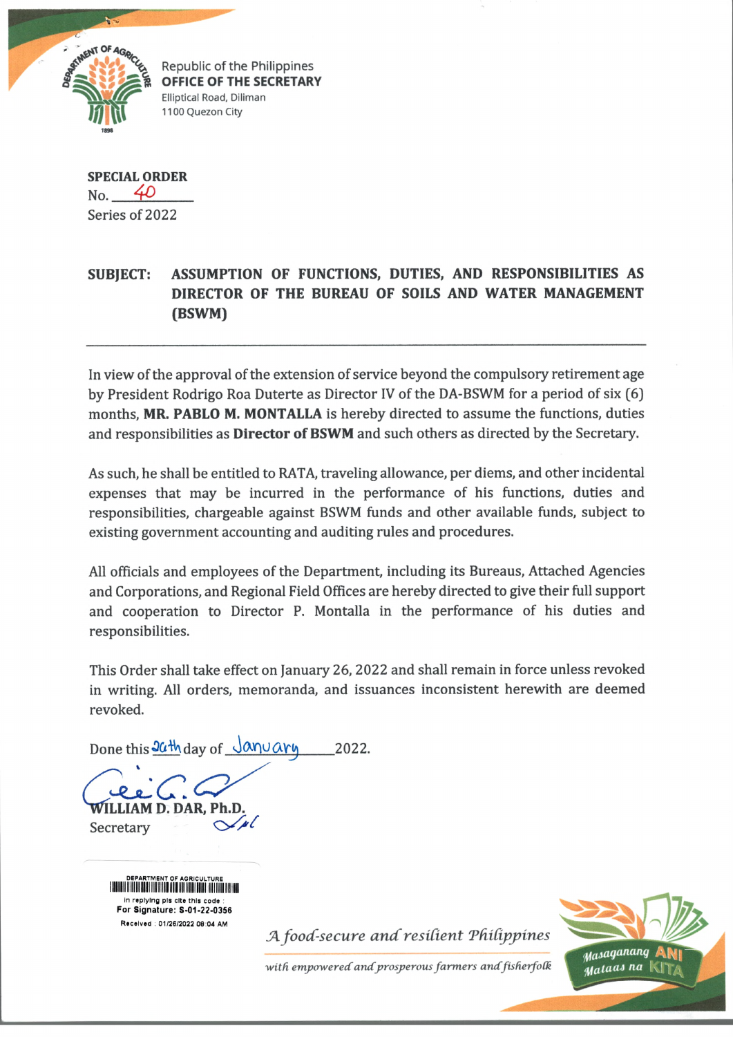Republic of the Philippines
**OFFICE OF THE SECRETARY**
Elliptical Road, Diliman
1100 Quezon City

**SPECIAL ORDER**
No. 40
Series of 2022

**SUBJECT: ASSUMPTION OF FUNCTIONS, DUTIES, AND RESPONSIBILITIES AS DIRECTOR OF THE BUREAU OF SOILS AND WATER MANAGEMENT (BSWM)**

---

In view of the approval of the extension of service beyond the compulsory retirement age by President Rodrigo Roa Duterte as Director IV of the DA-BSWM for a period of six (6) months, **MR. PABLO M. MONTALLA** is hereby directed to assume the functions, duties and responsibilities as **Director of BSWM** and such others as directed by the Secretary.

As such, he shall be entitled to RATA, traveling allowance, per diems, and other incidental expenses that may be incurred in the performance of his functions, duties and responsibilities, chargeable against BSWM funds and other available funds, subject to existing government accounting and auditing rules and procedures.

All officials and employees of the Department, including its Bureaus, Attached Agencies and Corporations, and Regional Field Offices are hereby directed to give their full support and cooperation to Director P. Montalla in the performance of his duties and responsibilities.

This Order shall take effect on January 26, 2022 and shall remain in force unless revoked in writing. All orders, memoranda, and issuances inconsistent herewith are deemed revoked.

Done this 26th day of January 2022.

**WILLIAM D. DAR, Ph.D.**
Secretary

DEPARTMENT OF AGRICULTURE
In replying pls cite this code :
For Signature: S-01-22-0356
Received : 01/26/2022 08:04 AM

*A food-secure and resilient Philippines with empowered and prosperous farmers and fisherfolk*

Masaganang ANI Mataas na KITA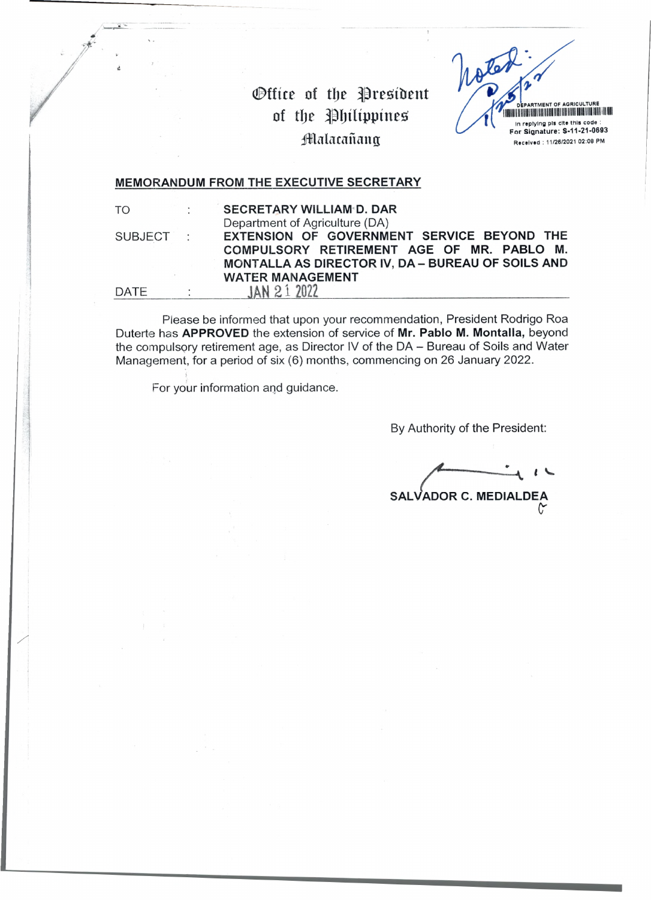Office of the President
of the Philippines
Malacañang

Noted: 1/25/22

DEPARTMENT OF AGRICULTURE
In replying pls cite this code :
For Signature: S-11-21-0693
Received : 11/26/2021 02:08 PM

**MEMORANDUM FROM THE EXECUTIVE SECRETARY**

| | | |
|---|---|---|
| TO | : | **SECRETARY WILLIAM D. DAR**<br>Department of Agriculture (DA) |
| SUBJECT | : | **EXTENSION OF GOVERNMENT SERVICE BEYOND THE COMPULSORY RETIREMENT AGE OF MR. PABLO M. MONTALLA AS DIRECTOR IV, DA – BUREAU OF SOILS AND WATER MANAGEMENT** |
| DATE | : | JAN 21 2022 |

Please be informed that upon your recommendation, President Rodrigo Roa Duterte has **APPROVED** the extension of service of **Mr. Pablo M. Montalla,** beyond the compulsory retirement age, as Director IV of the DA – Bureau of Soils and Water Management, for a period of six (6) months, commencing on 26 January 2022.

For your information and guidance.

By Authority of the President:

**SALVADOR C. MEDIALDEA**